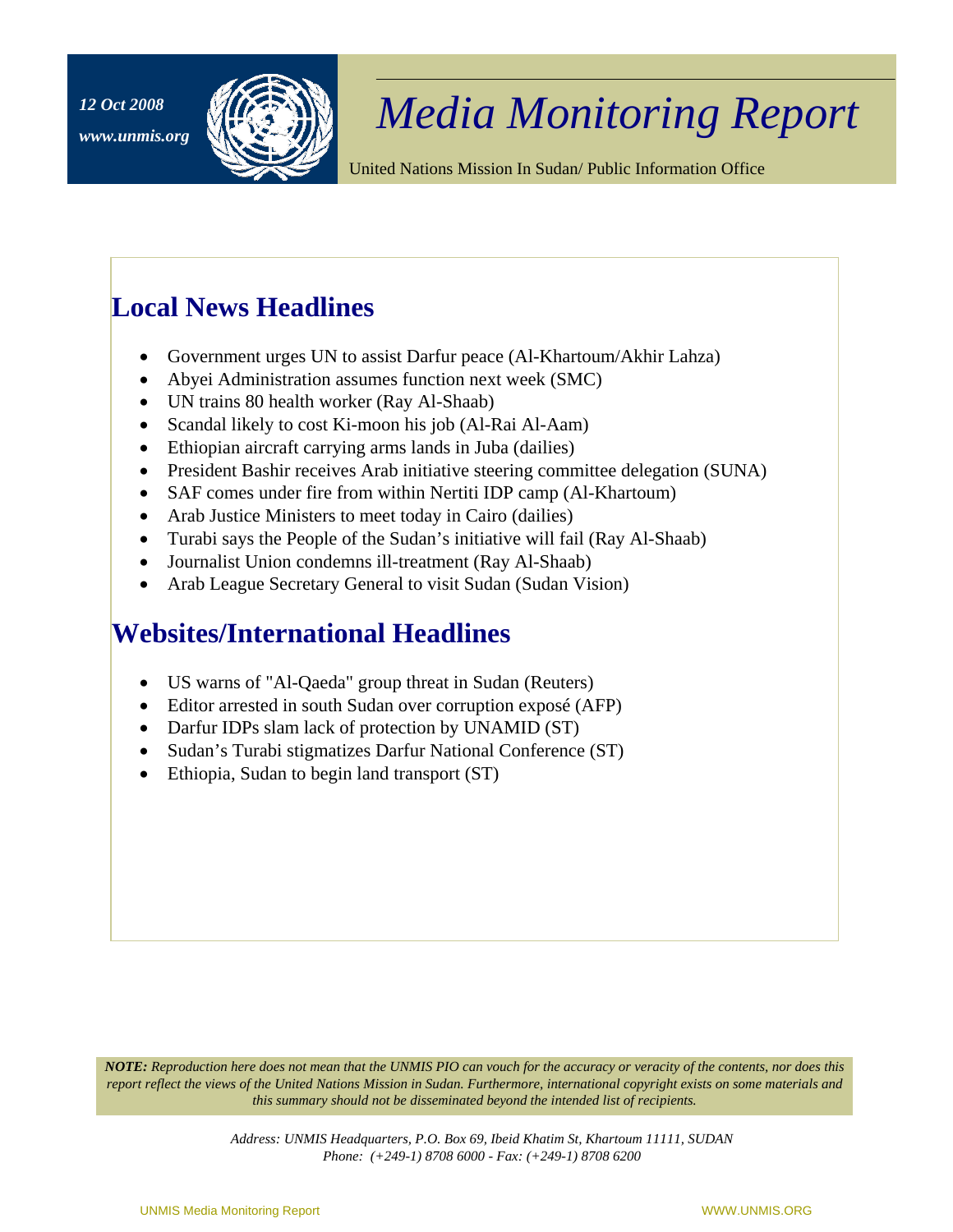*12 Oct 2008*

*www.unmis.org*

# *Media Monitoring Report*

United Nations Mission In Sudan/ Public Information Office

## Local News Headlines

- Government urges UN to assist Darfur peace (Al-Khartoum/Akhir Lahza)
- Abyei Administration assumes function next week (SMC)
- UN trains 80 health worker (Ray Al-Shaab)
- Scandal likely to cost Ki-moon his job (Al-Rai Al-Aam)
- Ethiopian aircraft carrying arms lands in Juba (dailies)
- President Bashir receives Arab initiative steering committee delegation (SUNA)
- SAF comes under fire from within Nertiti IDP camp (Al-Khartoum)
- Arab Justice Ministers to meet today in Cairo (dailies)
- Turabi says the People of the Sudan's initiative will fail (Ray Al-Shaab)
- Journalist Union condemns ill-treatment (Ray Al-Shaab)
- Arab League Secretary General to visit Sudan (Sudan Vision)

## Websites/International Headlines

- US warns of "Al-Qaeda" group threat in Sudan (Reuters)
- Editor arrested in south Sudan over corruption exposé (AFP)
- Darfur IDPs slam lack of protection by UNAMID (ST)
- Sudan's Turabi stigmatizes Darfur National Conference (ST)
- Ethiopia, Sudan to begin land transport (ST)

***NOTE:** Reproduction here does not mean that the UNMIS PIO can vouch for the accuracy or veracity of the contents, nor does this report reflect the views of the United Nations Mission in Sudan. Furthermore, international copyright exists on some materials and this summary should not be disseminated beyond the intended list of recipients.*

*Address: UNMIS Headquarters, P.O. Box 69, Ibeid Khatim St, Khartoum 11111, SUDAN*
*Phone: (+249-1) 8708 6000 - Fax: (+249-1) 8708 6200*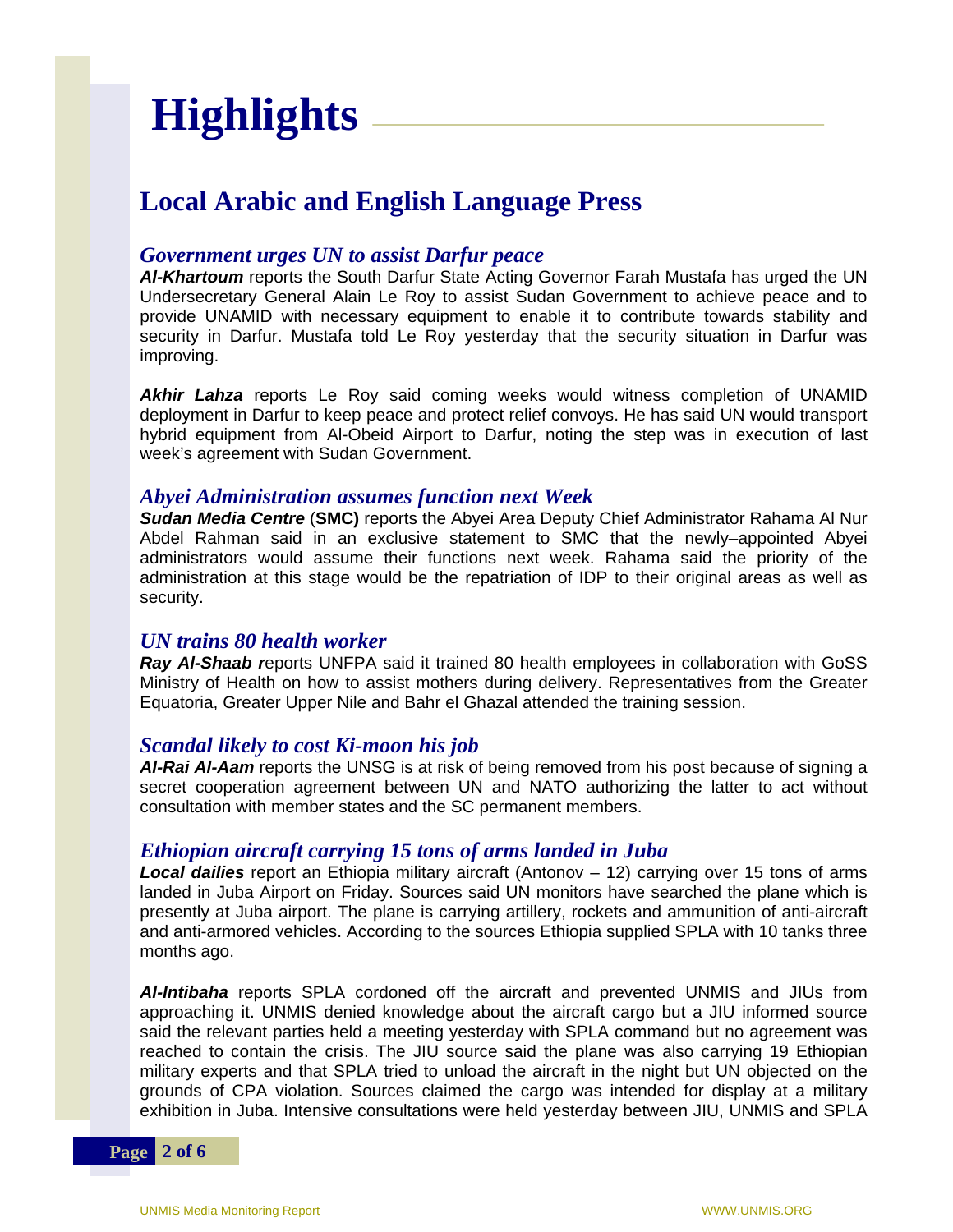# Highlights

## Local Arabic and English Language Press

### *Government urges UN to assist Darfur peace*

***Al-Khartoum*** reports the South Darfur State Acting Governor Farah Mustafa has urged the UN Undersecretary General Alain Le Roy to assist Sudan Government to achieve peace and to provide UNAMID with necessary equipment to enable it to contribute towards stability and security in Darfur. Mustafa told Le Roy yesterday that the security situation in Darfur was improving.

***Akhir Lahza*** reports Le Roy said coming weeks would witness completion of UNAMID deployment in Darfur to keep peace and protect relief convoys. He has said UN would transport hybrid equipment from Al-Obeid Airport to Darfur, noting the step was in execution of last week's agreement with Sudan Government.

### *Abyei Administration assumes function next Week*

***Sudan Media Centre*** (**SMC)** reports the Abyei Area Deputy Chief Administrator Rahama Al Nur Abdel Rahman said in an exclusive statement to SMC that the newly–appointed Abyei administrators would assume their functions next week. Rahama said the priority of the administration at this stage would be the repatriation of IDP to their original areas as well as security.

### *UN trains 80 health worker*

***Ray Al-Shaab r***eports UNFPA said it trained 80 health employees in collaboration with GoSS Ministry of Health on how to assist mothers during delivery. Representatives from the Greater Equatoria, Greater Upper Nile and Bahr el Ghazal attended the training session.

### *Scandal likely to cost Ki-moon his job*

***Al-Rai Al-Aam*** reports the UNSG is at risk of being removed from his post because of signing a secret cooperation agreement between UN and NATO authorizing the latter to act without consultation with member states and the SC permanent members.

### *Ethiopian aircraft carrying 15 tons of arms landed in Juba*

***Local dailies*** report an Ethiopia military aircraft (Antonov – 12) carrying over 15 tons of arms landed in Juba Airport on Friday. Sources said UN monitors have searched the plane which is presently at Juba airport. The plane is carrying artillery, rockets and ammunition of anti-aircraft and anti-armored vehicles. According to the sources Ethiopia supplied SPLA with 10 tanks three months ago.

***Al-Intibaha*** reports SPLA cordoned off the aircraft and prevented UNMIS and JIUs from approaching it. UNMIS denied knowledge about the aircraft cargo but a JIU informed source said the relevant parties held a meeting yesterday with SPLA command but no agreement was reached to contain the crisis. The JIU source said the plane was also carrying 19 Ethiopian military experts and that SPLA tried to unload the aircraft in the night but UN objected on the grounds of CPA violation. Sources claimed the cargo was intended for display at a military exhibition in Juba. Intensive consultations were held yesterday between JIU, UNMIS and SPLA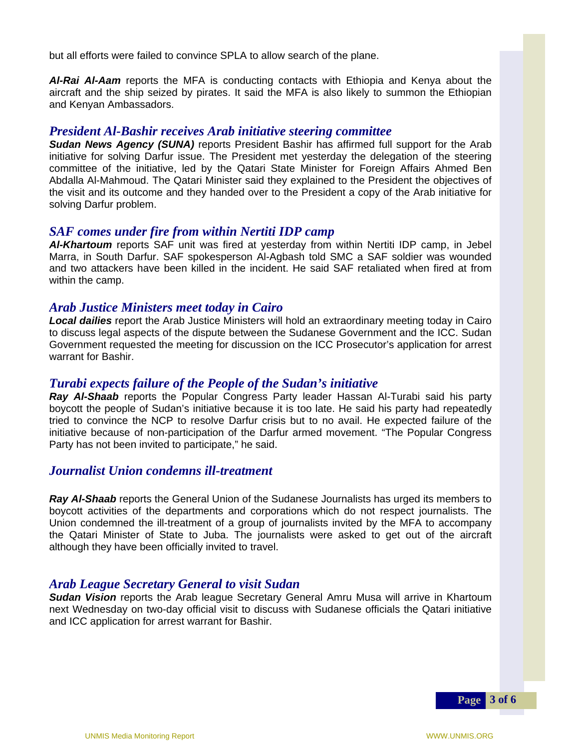but all efforts were failed to convince SPLA to allow search of the plane.

***Al-Rai Al-Aam*** reports the MFA is conducting contacts with Ethiopia and Kenya about the aircraft and the ship seized by pirates. It said the MFA is also likely to summon the Ethiopian and Kenyan Ambassadors.

## *President Al-Bashir receives Arab initiative steering committee*

***Sudan News Agency (SUNA)*** reports President Bashir has affirmed full support for the Arab initiative for solving Darfur issue. The President met yesterday the delegation of the steering committee of the initiative, led by the Qatari State Minister for Foreign Affairs Ahmed Ben Abdalla Al-Mahmoud. The Qatari Minister said they explained to the President the objectives of the visit and its outcome and they handed over to the President a copy of the Arab initiative for solving Darfur problem.

## *SAF comes under fire from within Nertiti IDP camp*

***Al-Khartoum*** reports SAF unit was fired at yesterday from within Nertiti IDP camp, in Jebel Marra, in South Darfur. SAF spokesperson Al-Agbash told SMC a SAF soldier was wounded and two attackers have been killed in the incident. He said SAF retaliated when fired at from within the camp.

## *Arab Justice Ministers meet today in Cairo*

***Local dailies*** report the Arab Justice Ministers will hold an extraordinary meeting today in Cairo to discuss legal aspects of the dispute between the Sudanese Government and the ICC. Sudan Government requested the meeting for discussion on the ICC Prosecutor's application for arrest warrant for Bashir.

## *Turabi expects failure of the People of the Sudan's initiative*

***Ray Al-Shaab*** reports the Popular Congress Party leader Hassan Al-Turabi said his party boycott the people of Sudan's initiative because it is too late. He said his party had repeatedly tried to convince the NCP to resolve Darfur crisis but to no avail. He expected failure of the initiative because of non-participation of the Darfur armed movement. "The Popular Congress Party has not been invited to participate," he said.

## *Journalist Union condemns ill-treatment*

***Ray Al-Shaab*** reports the General Union of the Sudanese Journalists has urged its members to boycott activities of the departments and corporations which do not respect journalists. The Union condemned the ill-treatment of a group of journalists invited by the MFA to accompany the Qatari Minister of State to Juba. The journalists were asked to get out of the aircraft although they have been officially invited to travel.

## *Arab League Secretary General to visit Sudan*

***Sudan Vision*** reports the Arab league Secretary General Amru Musa will arrive in Khartoum next Wednesday on two-day official visit to discuss with Sudanese officials the Qatari initiative and ICC application for arrest warrant for Bashir.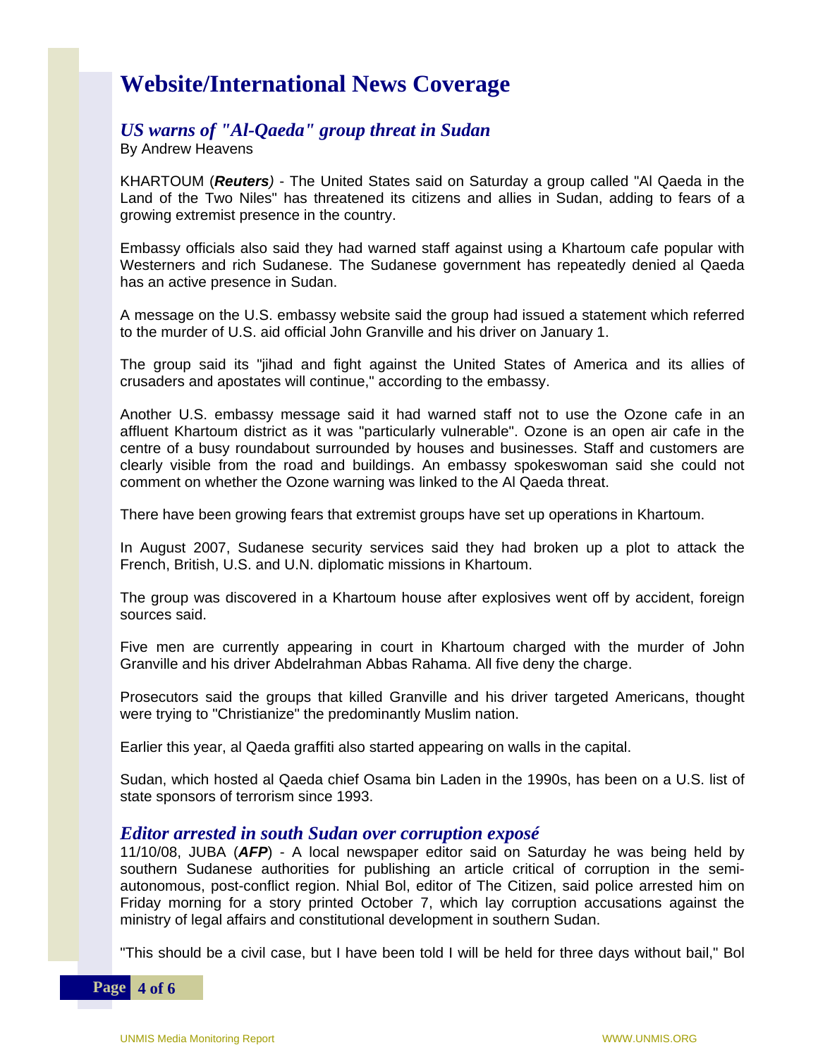# Website/International News Coverage

## *US warns of "Al-Qaeda" group threat in Sudan*

By Andrew Heavens

KHARTOUM (***Reuters****)* - The United States said on Saturday a group called "Al Qaeda in the Land of the Two Niles" has threatened its citizens and allies in Sudan, adding to fears of a growing extremist presence in the country.

Embassy officials also said they had warned staff against using a Khartoum cafe popular with Westerners and rich Sudanese. The Sudanese government has repeatedly denied al Qaeda has an active presence in Sudan.

A message on the U.S. embassy website said the group had issued a statement which referred to the murder of U.S. aid official John Granville and his driver on January 1.

The group said its "jihad and fight against the United States of America and its allies of crusaders and apostates will continue," according to the embassy.

Another U.S. embassy message said it had warned staff not to use the Ozone cafe in an affluent Khartoum district as it was "particularly vulnerable". Ozone is an open air cafe in the centre of a busy roundabout surrounded by houses and businesses. Staff and customers are clearly visible from the road and buildings. An embassy spokeswoman said she could not comment on whether the Ozone warning was linked to the Al Qaeda threat.

There have been growing fears that extremist groups have set up operations in Khartoum.

In August 2007, Sudanese security services said they had broken up a plot to attack the French, British, U.S. and U.N. diplomatic missions in Khartoum.

The group was discovered in a Khartoum house after explosives went off by accident, foreign sources said.

Five men are currently appearing in court in Khartoum charged with the murder of John Granville and his driver Abdelrahman Abbas Rahama. All five deny the charge.

Prosecutors said the groups that killed Granville and his driver targeted Americans, thought were trying to "Christianize" the predominantly Muslim nation.

Earlier this year, al Qaeda graffiti also started appearing on walls in the capital.

Sudan, which hosted al Qaeda chief Osama bin Laden in the 1990s, has been on a U.S. list of state sponsors of terrorism since 1993.

## *Editor arrested in south Sudan over corruption exposé*

11/10/08, JUBA (***AFP***) - A local newspaper editor said on Saturday he was being held by southern Sudanese authorities for publishing an article critical of corruption in the semi-autonomous, post-conflict region. Nhial Bol, editor of The Citizen, said police arrested him on Friday morning for a story printed October 7, which lay corruption accusations against the ministry of legal affairs and constitutional development in southern Sudan.

"This should be a civil case, but I have been told I will be held for three days without bail," Bol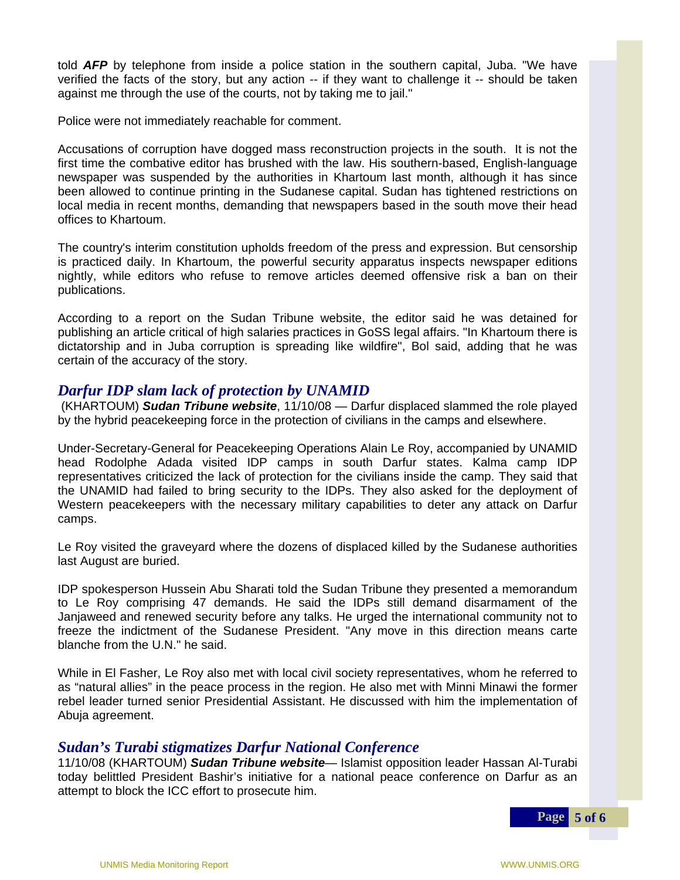told ***AFP*** by telephone from inside a police station in the southern capital, Juba. "We have verified the facts of the story, but any action -- if they want to challenge it -- should be taken against me through the use of the courts, not by taking me to jail."

Police were not immediately reachable for comment.

Accusations of corruption have dogged mass reconstruction projects in the south. It is not the first time the combative editor has brushed with the law. His southern-based, English-language newspaper was suspended by the authorities in Khartoum last month, although it has since been allowed to continue printing in the Sudanese capital. Sudan has tightened restrictions on local media in recent months, demanding that newspapers based in the south move their head offices to Khartoum.

The country's interim constitution upholds freedom of the press and expression. But censorship is practiced daily. In Khartoum, the powerful security apparatus inspects newspaper editions nightly, while editors who refuse to remove articles deemed offensive risk a ban on their publications.

According to a report on the Sudan Tribune website, the editor said he was detained for publishing an article critical of high salaries practices in GoSS legal affairs. "In Khartoum there is dictatorship and in Juba corruption is spreading like wildfire", Bol said, adding that he was certain of the accuracy of the story.

## *Darfur IDP slam lack of protection by UNAMID*

(KHARTOUM) ***Sudan Tribune website***, 11/10/08 — Darfur displaced slammed the role played by the hybrid peacekeeping force in the protection of civilians in the camps and elsewhere.

Under-Secretary-General for Peacekeeping Operations Alain Le Roy, accompanied by UNAMID head Rodolphe Adada visited IDP camps in south Darfur states. Kalma camp IDP representatives criticized the lack of protection for the civilians inside the camp. They said that the UNAMID had failed to bring security to the IDPs. They also asked for the deployment of Western peacekeepers with the necessary military capabilities to deter any attack on Darfur camps.

Le Roy visited the graveyard where the dozens of displaced killed by the Sudanese authorities last August are buried.

IDP spokesperson Hussein Abu Sharati told the Sudan Tribune they presented a memorandum to Le Roy comprising 47 demands. He said the IDPs still demand disarmament of the Janjaweed and renewed security before any talks. He urged the international community not to freeze the indictment of the Sudanese President. "Any move in this direction means carte blanche from the U.N." he said.

While in El Fasher, Le Roy also met with local civil society representatives, whom he referred to as “natural allies” in the peace process in the region. He also met with Minni Minawi the former rebel leader turned senior Presidential Assistant. He discussed with him the implementation of Abuja agreement.

## *Sudan’s Turabi stigmatizes Darfur National Conference*

11/10/08 (KHARTOUM) ***Sudan Tribune website***— Islamist opposition leader Hassan Al-Turabi today belittled President Bashir’s initiative for a national peace conference on Darfur as an attempt to block the ICC effort to prosecute him.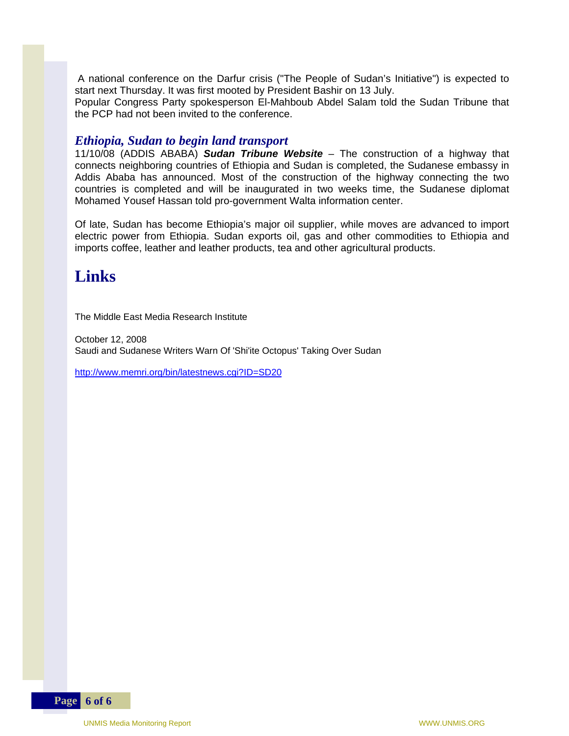A national conference on the Darfur crisis ("The People of Sudan's Initiative") is expected to start next Thursday. It was first mooted by President Bashir on 13 July.
Popular Congress Party spokesperson El-Mahboub Abdel Salam told the Sudan Tribune that the PCP had not been invited to the conference.

### *Ethiopia, Sudan to begin land transport*

11/10/08 (ADDIS ABABA) ***Sudan Tribune Website*** – The construction of a highway that connects neighboring countries of Ethiopia and Sudan is completed, the Sudanese embassy in Addis Ababa has announced. Most of the construction of the highway connecting the two countries is completed and will be inaugurated in two weeks time, the Sudanese diplomat Mohamed Yousef Hassan told pro-government Walta information center.

Of late, Sudan has become Ethiopia's major oil supplier, while moves are advanced to import electric power from Ethiopia. Sudan exports oil, gas and other commodities to Ethiopia and imports coffee, leather and leather products, tea and other agricultural products.

## Links

The Middle East Media Research Institute

October 12, 2008
Saudi and Sudanese Writers Warn Of 'Shi'ite Octopus' Taking Over Sudan

http://www.memri.org/bin/latestnews.cgi?ID=SD20